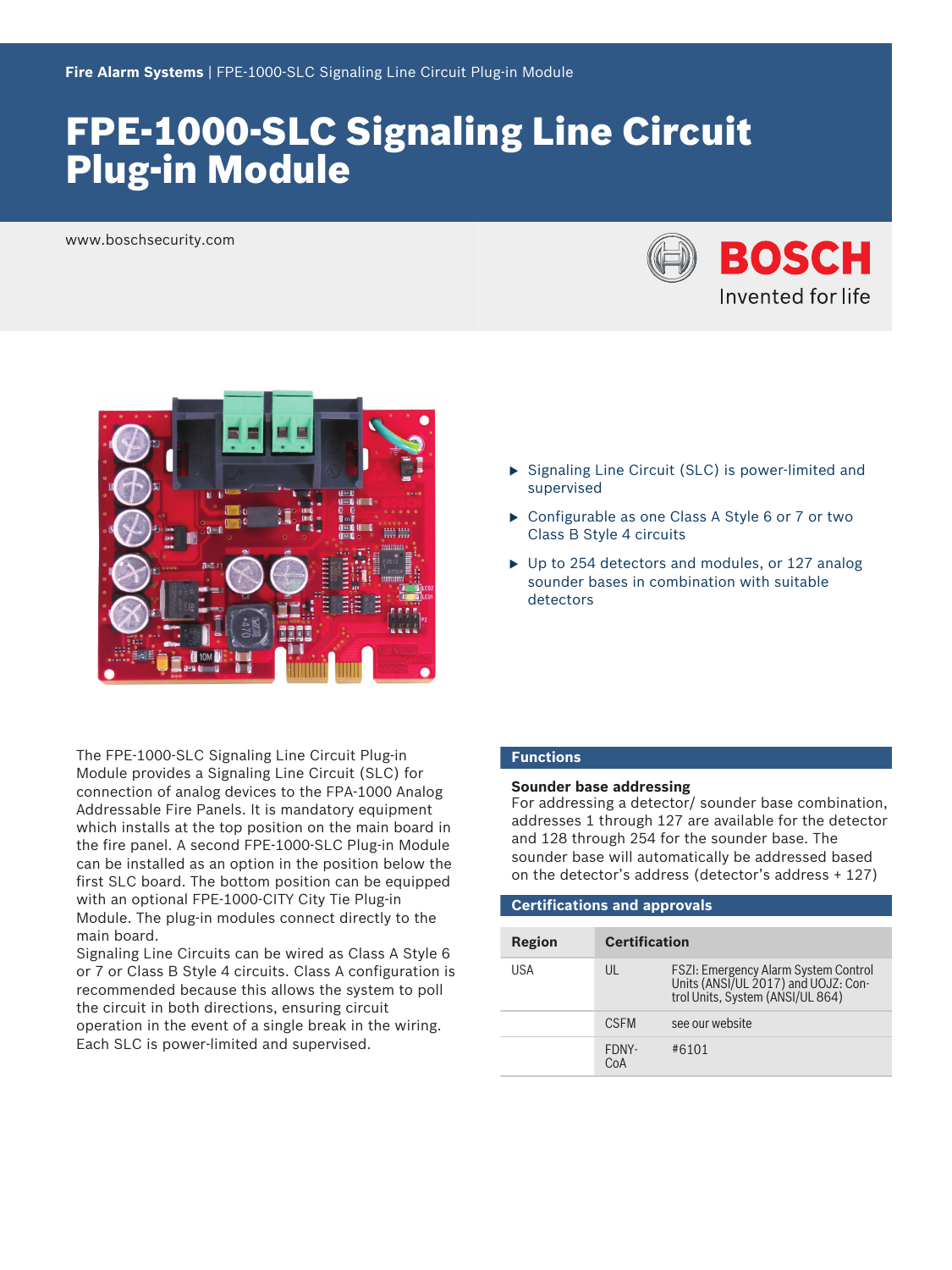Fire Alarm Systems | FPE-1000-SLC Signaling Line Circuit Plug-in Module

# FPE-1000-SLC Signaling Line Circuit Plug-in Module

www.boschsecurity.com

BOSCH
Invented for life

- Signaling Line Circuit (SLC) is power-limited and supervised
- Configurable as one Class A Style 6 or 7 or two Class B Style 4 circuits
- Up to 254 detectors and modules, or 127 analog sounder bases in combination with suitable detectors

The FPE-1000-SLC Signaling Line Circuit Plug-in Module provides a Signaling Line Circuit (SLC) for connection of analog devices to the FPA-1000 Analog Addressable Fire Panels. It is mandatory equipment which installs at the top position on the main board in the fire panel. A second FPE-1000-SLC Plug-in Module can be installed as an option in the position below the first SLC board. The bottom position can be equipped with an optional FPE-1000-CITY City Tie Plug-in Module. The plug-in modules connect directly to the main board.

Signaling Line Circuits can be wired as Class A Style 6 or 7 or Class B Style 4 circuits. Class A configuration is recommended because this allows the system to poll the circuit in both directions, ensuring circuit operation in the event of a single break in the wiring. Each SLC is power-limited and supervised.

## Functions

### Sounder base addressing

For addressing a detector/ sounder base combination, addresses 1 through 127 are available for the detector and 128 through 254 for the sounder base. The sounder base will automatically be addressed based on the detector's address (detector's address + 127)

## Certifications and approvals

| Region | Certification | |
|---|---|---|
| USA | UL | FSZI: Emergency Alarm System Control Units (ANSI/UL 2017) and UOJZ: Control Units, System (ANSI/UL 864) |
| | CSFM | see our website |
| | FDNY-CoA | #6101 |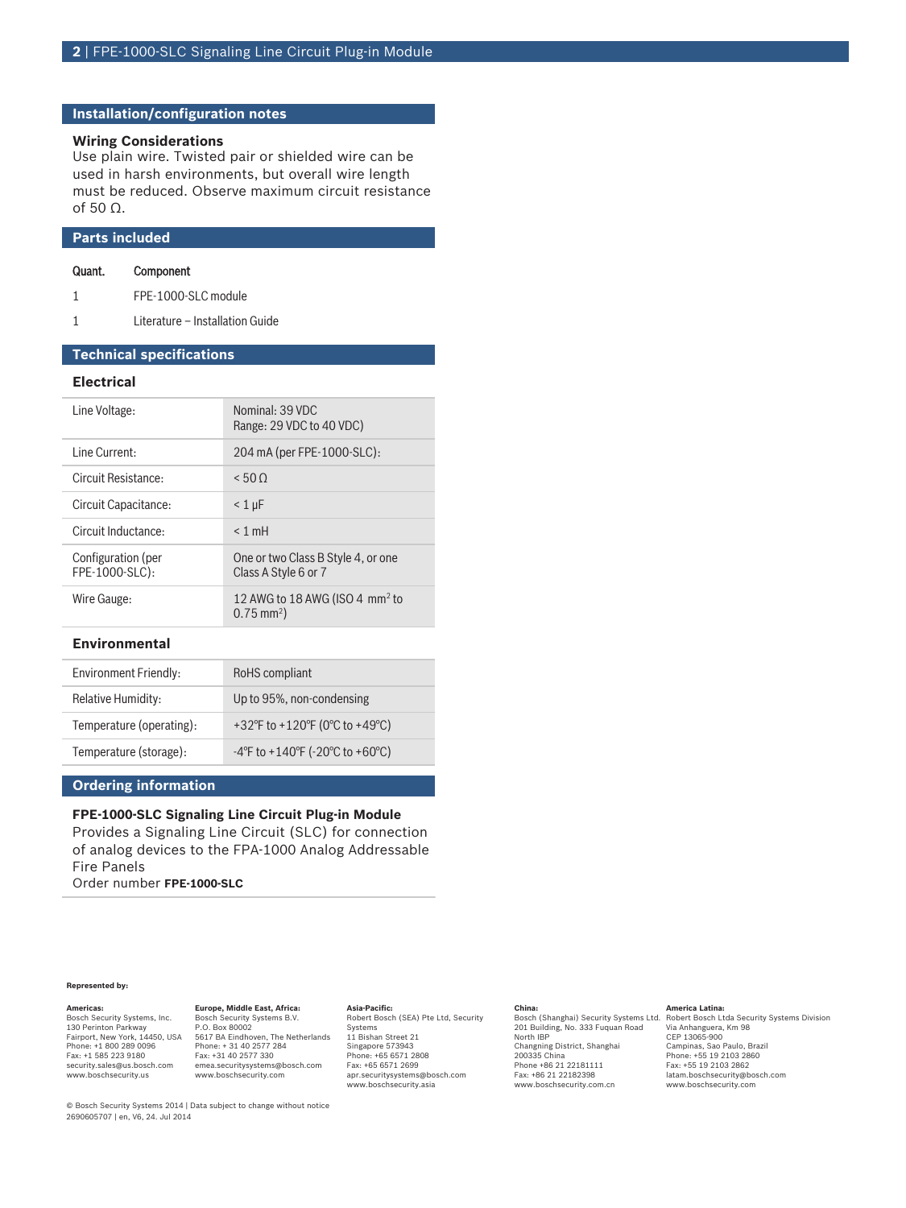## Installation/configuration notes

### Wiring Considerations

Use plain wire. Twisted pair or shielded wire can be used in harsh environments, but overall wire length must be reduced. Observe maximum circuit resistance of 50 Ω.

## Parts included

| Quant. | Component |
| --- | --- |
| 1 | FPE-1000-SLC module |
| 1 | Literature – Installation Guide |

## Technical specifications

### Electrical

| | |
| --- | --- |
| Line Voltage: | Nominal: 39 VDC<br>Range: 29 VDC to 40 VDC) |
| Line Current: | 204 mA (per FPE-1000-SLC): |
| Circuit Resistance: | < 50 Ω |
| Circuit Capacitance: | < 1 µF |
| Circuit Inductance: | < 1 mH |
| Configuration (per FPE-1000-SLC): | One or two Class B Style 4, or one Class A Style 6 or 7 |
| Wire Gauge: | 12 AWG to 18 AWG (ISO 4 $mm^2$ to 0.75 $mm^2$) |

### Environmental

| | |
| --- | --- |
| Environment Friendly: | RoHS compliant |
| Relative Humidity: | Up to 95%, non-condensing |
| Temperature (operating): | +32°F to +120°F (0°C to +49°C) |
| Temperature (storage): | -4°F to +140°F (-20°C to +60°C) |

## Ordering information

**FPE-1000-SLC Signaling Line Circuit Plug-in Module**
Provides a Signaling Line Circuit (SLC) for connection of analog devices to the FPA-1000 Analog Addressable Fire Panels
Order number **FPE-1000-SLC**

**Represented by:**

**Americas:**
Bosch Security Systems, Inc.
130 Perinton Parkway
Fairport, New York, 14450, USA
Phone: +1 800 289 0096
Fax: +1 585 223 9180
security.sales@us.bosch.com
www.boschsecurity.us

**Europe, Middle East, Africa:**
Bosch Security Systems B.V.
P.O. Box 80002
5617 BA Eindhoven, The Netherlands
Phone: + 31 40 2577 284
Fax: +31 40 2577 330
emea.securitysystems@bosch.com
www.boschsecurity.com

**Asia-Pacific:**
Robert Bosch (SEA) Pte Ltd, Security Systems
11 Bishan Street 21
Singapore 573943
Phone: +65 6571 2808
Fax: +65 6571 2699
apr.securitysystems@bosch.com
www.boschsecurity.asia

**China:**
Bosch (Shanghai) Security Systems Ltd.
201 Building, No. 333 Fuquan Road
North IBP
Changning District, Shanghai
200335 China
Phone +86 21 22181111
Fax: +86 21 22182398
www.boschsecurity.com.cn

**America Latina:**
Robert Bosch Ltda Security Systems Division
Via Anhanguera, Km 98
CEP 13065-900
Campinas, Sao Paulo, Brazil
Phone: +55 19 2103 2860
Fax: +55 19 2103 2862
latam.boschsecurity@bosch.com
www.boschsecurity.com

© Bosch Security Systems 2014 | Data subject to change without notice
2690605707 | en, V6, 24. Jul 2014